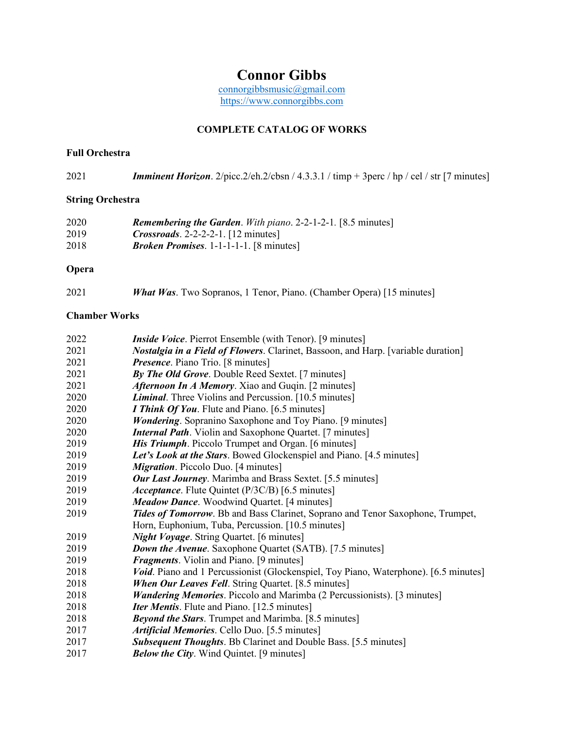# Connor Gibbs

connorgibbsmusic@gmail.com
https://www.connorgibbs.com

## COMPLETE CATALOG OF WORKS

### Full Orchestra

2021 ***Imminent Horizon***. 2/picc.2/eh.2/cbsn / 4.3.3.1 / timp + 3perc / hp / cel / str [7 minutes]

### String Orchestra

2020 ***Remembering the Garden***. *With piano*. 2-2-1-2-1. [8.5 minutes]
2019 ***Crossroads***. 2-2-2-2-1. [12 minutes]
2018 ***Broken Promises***. 1-1-1-1-1. [8 minutes]

### Opera

2021 ***What Was***. Two Sopranos, 1 Tenor, Piano. (Chamber Opera) [15 minutes]

### Chamber Works

2022 ***Inside Voice***. Pierrot Ensemble (with Tenor). [9 minutes]
2021 ***Nostalgia in a Field of Flowers***. Clarinet, Bassoon, and Harp. [variable duration]
2021 ***Presence***. Piano Trio. [8 minutes]
2021 ***By The Old Grove***. Double Reed Sextet. [7 minutes]
2021 ***Afternoon In A Memory***. Xiao and Guqin. [2 minutes]
2020 ***Liminal***. Three Violins and Percussion. [10.5 minutes]
2020 ***I Think Of You***. Flute and Piano. [6.5 minutes]
2020 ***Wondering***. Sopranino Saxophone and Toy Piano. [9 minutes]
2020 ***Internal Path***. Violin and Saxophone Quartet. [7 minutes]
2019 ***His Triumph***. Piccolo Trumpet and Organ. [6 minutes]
2019 ***Let's Look at the Stars***. Bowed Glockenspiel and Piano. [4.5 minutes]
2019 ***Migration***. Piccolo Duo. [4 minutes]
2019 ***Our Last Journey***. Marimba and Brass Sextet. [5.5 minutes]
2019 ***Acceptance***. Flute Quintet (P/3C/B) [6.5 minutes]
2019 ***Meadow Dance***. Woodwind Quartet. [4 minutes]
2019 ***Tides of Tomorrow***. Bb and Bass Clarinet, Soprano and Tenor Saxophone, Trumpet, Horn, Euphonium, Tuba, Percussion. [10.5 minutes]
2019 ***Night Voyage***. String Quartet. [6 minutes]
2019 ***Down the Avenue***. Saxophone Quartet (SATB). [7.5 minutes]
2019 ***Fragments***. Violin and Piano. [9 minutes]
2018 ***Void***. Piano and 1 Percussionist (Glockenspiel, Toy Piano, Waterphone). [6.5 minutes]
2018 ***When Our Leaves Fell***. String Quartet. [8.5 minutes]
2018 ***Wandering Memories***. Piccolo and Marimba (2 Percussionists). [3 minutes]
2018 ***Iter Mentis***. Flute and Piano. [12.5 minutes]
2018 ***Beyond the Stars***. Trumpet and Marimba. [8.5 minutes]
2017 ***Artificial Memories***. Cello Duo. [5.5 minutes]
2017 ***Subsequent Thoughts***. Bb Clarinet and Double Bass. [5.5 minutes]
2017 ***Below the City***. Wind Quintet. [9 minutes]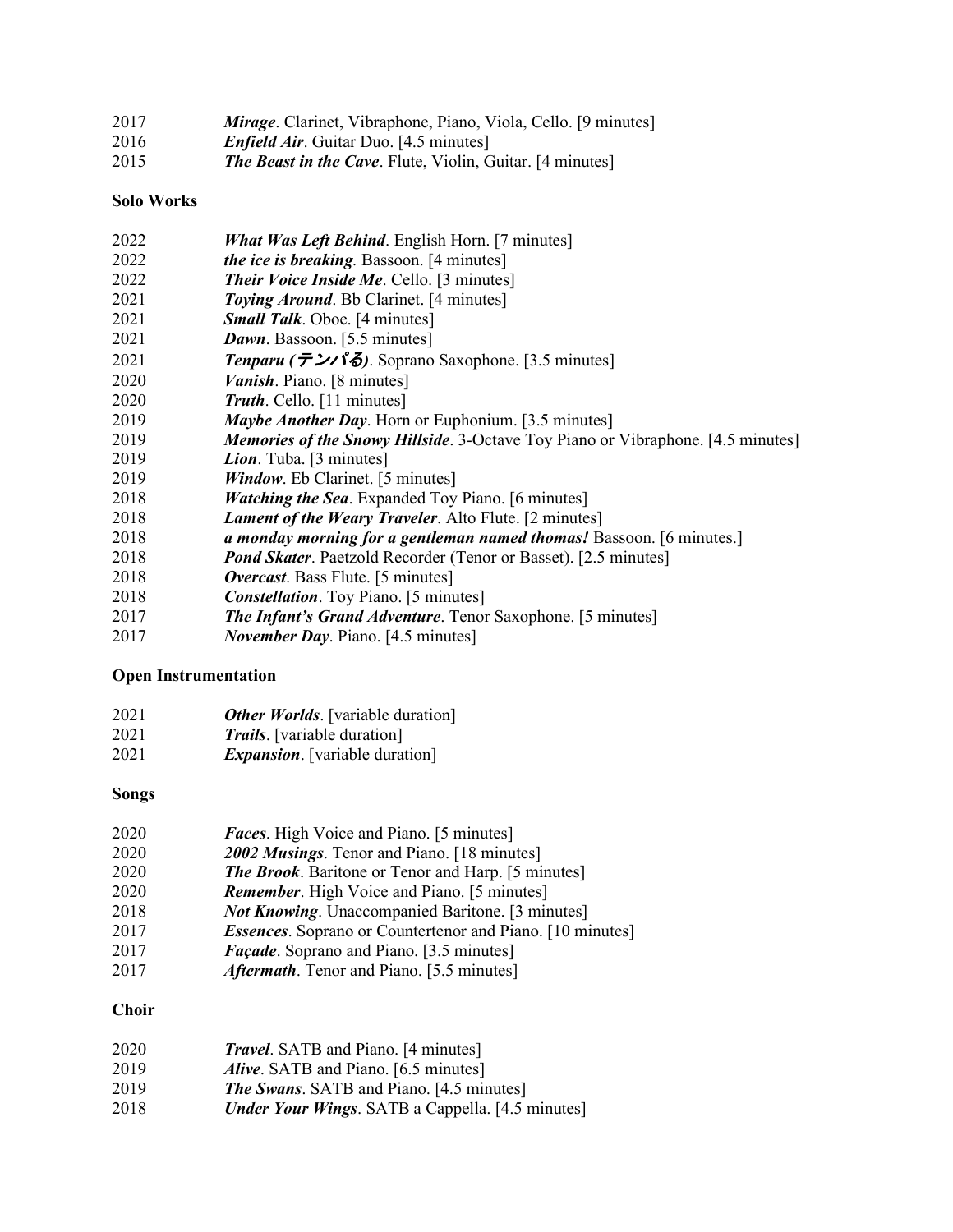2017 ***Mirage***. Clarinet, Vibraphone, Piano, Viola, Cello. [9 minutes]
2016 ***Enfield Air***. Guitar Duo. [4.5 minutes]
2015 ***The Beast in the Cave***. Flute, Violin, Guitar. [4 minutes]

**Solo Works**

2022 ***What Was Left Behind***. English Horn. [7 minutes]
2022 ***the ice is breaking***. Bassoon. [4 minutes]
2022 ***Their Voice Inside Me***. Cello. [3 minutes]
2021 ***Toying Around***. Bb Clarinet. [4 minutes]
2021 ***Small Talk***. Oboe. [4 minutes]
2021 ***Dawn***. Bassoon. [5.5 minutes]
2021 ***Tenparu (テンパる)***. Soprano Saxophone. [3.5 minutes]
2020 ***Vanish***. Piano. [8 minutes]
2020 ***Truth***. Cello. [11 minutes]
2019 ***Maybe Another Day***. Horn or Euphonium. [3.5 minutes]
2019 ***Memories of the Snowy Hillside***. 3-Octave Toy Piano or Vibraphone. [4.5 minutes]
2019 ***Lion***. Tuba. [3 minutes]
2019 ***Window***. Eb Clarinet. [5 minutes]
2018 ***Watching the Sea***. Expanded Toy Piano. [6 minutes]
2018 ***Lament of the Weary Traveler***. Alto Flute. [2 minutes]
2018 ***a monday morning for a gentleman named thomas!*** Bassoon. [6 minutes.]
2018 ***Pond Skater***. Paetzold Recorder (Tenor or Basset). [2.5 minutes]
2018 ***Overcast***. Bass Flute. [5 minutes]
2018 ***Constellation***. Toy Piano. [5 minutes]
2017 ***The Infant's Grand Adventure***. Tenor Saxophone. [5 minutes]
2017 ***November Day***. Piano. [4.5 minutes]

**Open Instrumentation**

2021 ***Other Worlds***. [variable duration]
2021 ***Trails***. [variable duration]
2021 ***Expansion***. [variable duration]

**Songs**

2020 ***Faces***. High Voice and Piano. [5 minutes]
2020 ***2002 Musings***. Tenor and Piano. [18 minutes]
2020 ***The Brook***. Baritone or Tenor and Harp. [5 minutes]
2020 ***Remember***. High Voice and Piano. [5 minutes]
2018 ***Not Knowing***. Unaccompanied Baritone. [3 minutes]
2017 ***Essences***. Soprano or Countertenor and Piano. [10 minutes]
2017 ***Façade***. Soprano and Piano. [3.5 minutes]
2017 ***Aftermath***. Tenor and Piano. [5.5 minutes]

**Choir**

2020 ***Travel***. SATB and Piano. [4 minutes]
2019 ***Alive***. SATB and Piano. [6.5 minutes]
2019 ***The Swans***. SATB and Piano. [4.5 minutes]
2018 ***Under Your Wings***. SATB a Cappella. [4.5 minutes]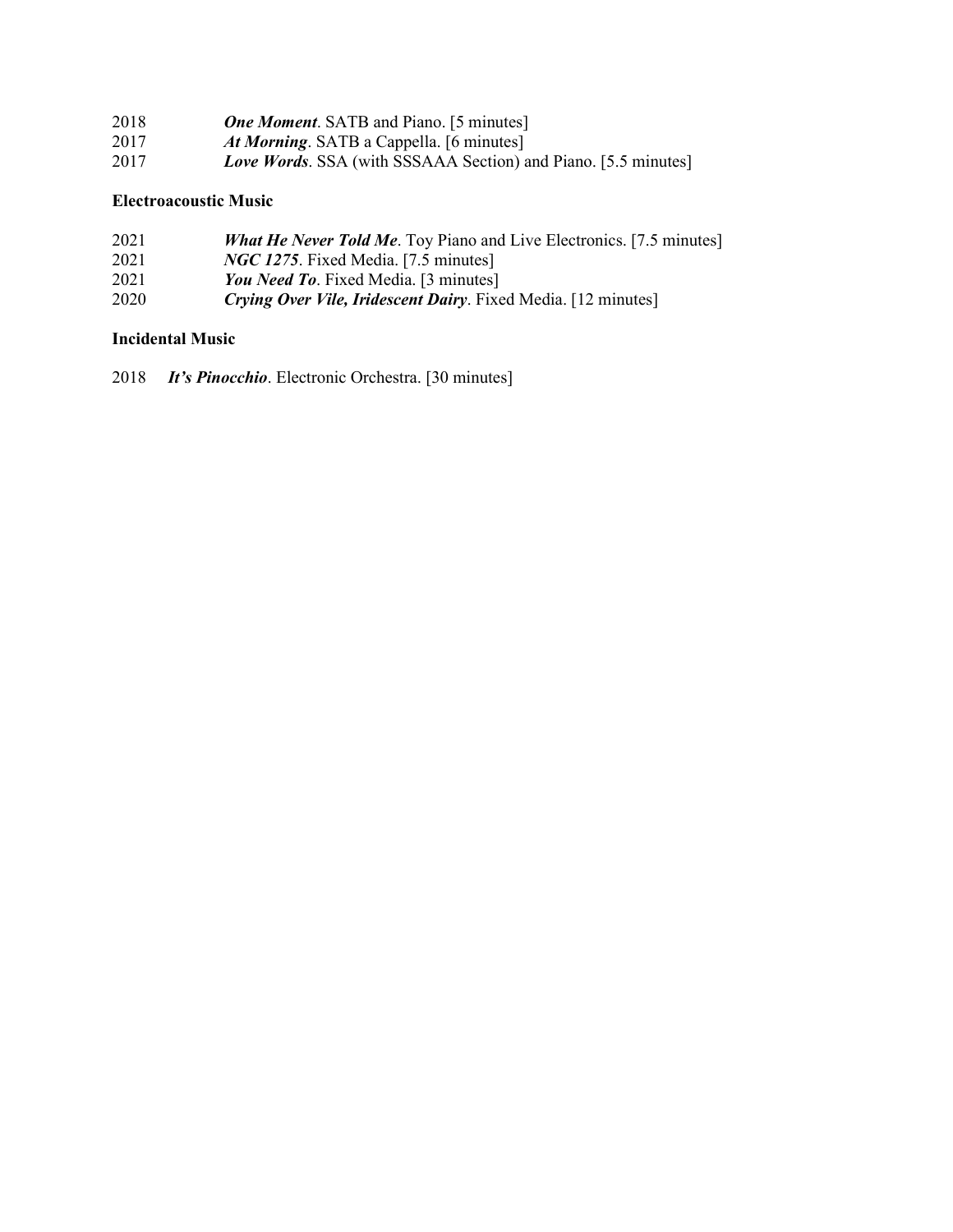2018 ***One Moment***. SATB and Piano. [5 minutes]
2017 ***At Morning***. SATB a Cappella. [6 minutes]
2017 ***Love Words***. SSA (with SSSAAA Section) and Piano. [5.5 minutes]

**Electroacoustic Music**

2021 ***What He Never Told Me***. Toy Piano and Live Electronics. [7.5 minutes]
2021 ***NGC 1275***. Fixed Media. [7.5 minutes]
2021 ***You Need To***. Fixed Media. [3 minutes]
2020 ***Crying Over Vile, Iridescent Dairy***. Fixed Media. [12 minutes]

**Incidental Music**

2018 ***It's Pinocchio***. Electronic Orchestra. [30 minutes]